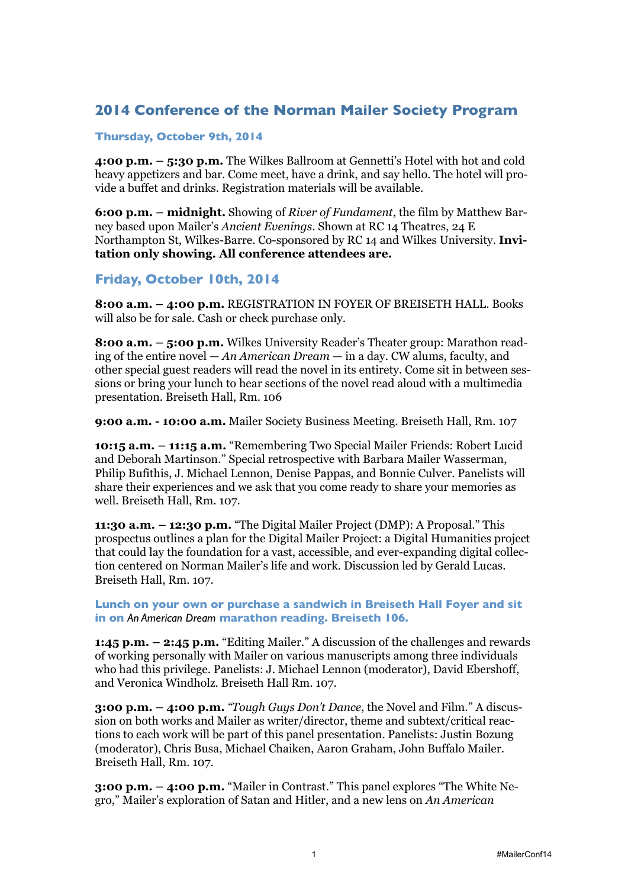# 2014 Conference of the Norman Mailer Society Program

## Thursday, October 9th, 2014

**4:00 p.m. – 5:30 p.m.** The Wilkes Ballroom at Gennetti's Hotel with hot and cold heavy appetizers and bar. Come meet, have a drink, and say hello. The hotel will provide a buffet and drinks. Registration materials will be available.

**6:00 p.m. – midnight.** Showing of *River of Fundament*, the film by Matthew Barney based upon Mailer's *Ancient Evenings*. Shown at RC 14 Theatres, 24 E Northampton St, Wilkes-Barre. Co-sponsored by RC 14 and Wilkes University. **Invitation only showing. All conference attendees are.**

## Friday, October 10th, 2014

**8:00 a.m. – 4:00 p.m.** REGISTRATION IN FOYER OF BREISETH HALL. Books will also be for sale. Cash or check purchase only.

**8:00 a.m. – 5:00 p.m.** Wilkes University Reader's Theater group: Marathon reading of the entire novel — *An American Dream* — in a day. CW alums, faculty, and other special guest readers will read the novel in its entirety. Come sit in between sessions or bring your lunch to hear sections of the novel read aloud with a multimedia presentation. Breiseth Hall, Rm. 106

**9:00 a.m. - 10:00 a.m.** Mailer Society Business Meeting. Breiseth Hall, Rm. 107

**10:15 a.m. – 11:15 a.m.** "Remembering Two Special Mailer Friends: Robert Lucid and Deborah Martinson." Special retrospective with Barbara Mailer Wasserman, Philip Bufithis, J. Michael Lennon, Denise Pappas, and Bonnie Culver. Panelists will share their experiences and we ask that you come ready to share your memories as well. Breiseth Hall, Rm. 107.

**11:30 a.m. – 12:30 p.m.** "The Digital Mailer Project (DMP): A Proposal." This prospectus outlines a plan for the Digital Mailer Project: a Digital Humanities project that could lay the foundation for a vast, accessible, and ever-expanding digital collection centered on Norman Mailer's life and work. Discussion led by Gerald Lucas. Breiseth Hall, Rm. 107.

**Lunch on your own or purchase a sandwich in Breiseth Hall Foyer and sit in on *An American Dream* marathon reading. Breiseth 106.**

**1:45 p.m. – 2:45 p.m.** "Editing Mailer." A discussion of the challenges and rewards of working personally with Mailer on various manuscripts among three individuals who had this privilege. Panelists: J. Michael Lennon (moderator), David Ebershoff, and Veronica Windholz. Breiseth Hall Rm. 107.

**3:00 p.m. – 4:00 p.m.** *"Tough Guys Don't Dance*, the Novel and Film." A discussion on both works and Mailer as writer/director, theme and subtext/critical reactions to each work will be part of this panel presentation. Panelists: Justin Bozung (moderator), Chris Busa, Michael Chaiken, Aaron Graham, John Buffalo Mailer. Breiseth Hall, Rm. 107.

**3:00 p.m. – 4:00 p.m.** "Mailer in Contrast." This panel explores "The White Negro," Mailer's exploration of Satan and Hitler, and a new lens on *An American*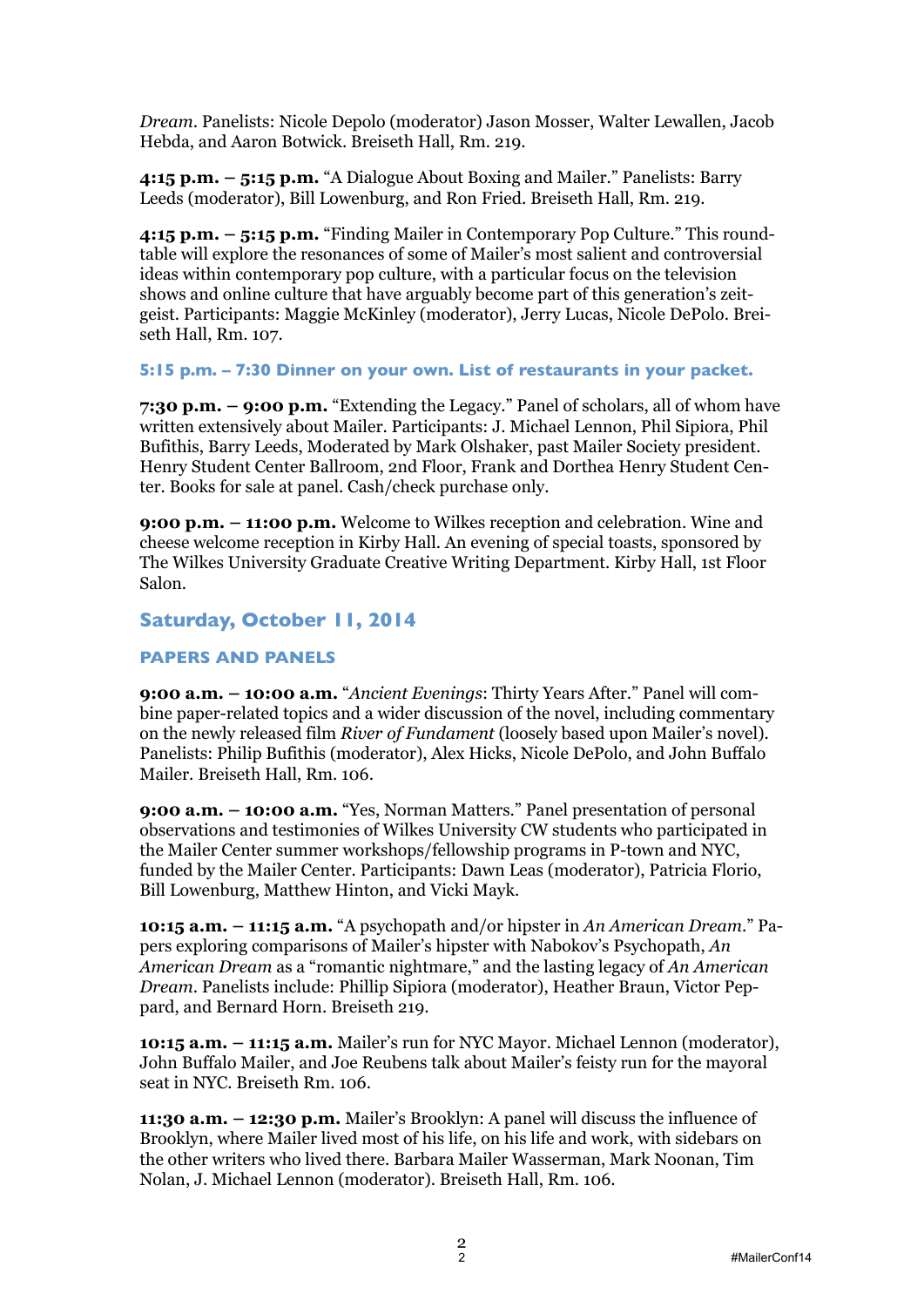*Dream*. Panelists: Nicole Depolo (moderator) Jason Mosser, Walter Lewallen, Jacob Hebda, and Aaron Botwick. Breiseth Hall, Rm. 219.

**4:15 p.m. – 5:15 p.m.** "A Dialogue About Boxing and Mailer." Panelists: Barry Leeds (moderator), Bill Lowenburg, and Ron Fried. Breiseth Hall, Rm. 219.

**4:15 p.m. – 5:15 p.m.** "Finding Mailer in Contemporary Pop Culture." This roundtable will explore the resonances of some of Mailer's most salient and controversial ideas within contemporary pop culture, with a particular focus on the television shows and online culture that have arguably become part of this generation's zeitgeist. Participants: Maggie McKinley (moderator), Jerry Lucas, Nicole DePolo. Breiseth Hall, Rm. 107.

**5:15 p.m. – 7:30 Dinner on your own. List of restaurants in your packet.**

**7:30 p.m. – 9:00 p.m.** "Extending the Legacy." Panel of scholars, all of whom have written extensively about Mailer. Participants: J. Michael Lennon, Phil Sipiora, Phil Bufithis, Barry Leeds, Moderated by Mark Olshaker, past Mailer Society president. Henry Student Center Ballroom, 2nd Floor, Frank and Dorthea Henry Student Center. Books for sale at panel. Cash/check purchase only.

**9:00 p.m. – 11:00 p.m.** Welcome to Wilkes reception and celebration. Wine and cheese welcome reception in Kirby Hall. An evening of special toasts, sponsored by The Wilkes University Graduate Creative Writing Department. Kirby Hall, 1st Floor Salon.

## Saturday, October 11, 2014

### PAPERS AND PANELS

**9:00 a.m. – 10:00 a.m.** "*Ancient Evenings*: Thirty Years After." Panel will combine paper-related topics and a wider discussion of the novel, including commentary on the newly released film *River of Fundament* (loosely based upon Mailer's novel). Panelists: Philip Bufithis (moderator), Alex Hicks, Nicole DePolo, and John Buffalo Mailer. Breiseth Hall, Rm. 106.

**9:00 a.m. – 10:00 a.m.** "Yes, Norman Matters." Panel presentation of personal observations and testimonies of Wilkes University CW students who participated in the Mailer Center summer workshops/fellowship programs in P-town and NYC, funded by the Mailer Center. Participants: Dawn Leas (moderator), Patricia Florio, Bill Lowenburg, Matthew Hinton, and Vicki Mayk.

**10:15 a.m. – 11:15 a.m.** "A psychopath and/or hipster in *An American Dream*." Papers exploring comparisons of Mailer's hipster with Nabokov's Psychopath, *An American Dream* as a "romantic nightmare," and the lasting legacy of *An American Dream*. Panelists include: Phillip Sipiora (moderator), Heather Braun, Victor Peppard, and Bernard Horn. Breiseth 219.

**10:15 a.m. – 11:15 a.m.** Mailer's run for NYC Mayor. Michael Lennon (moderator), John Buffalo Mailer, and Joe Reubens talk about Mailer's feisty run for the mayoral seat in NYC. Breiseth Rm. 106.

**11:30 a.m. – 12:30 p.m.** Mailer's Brooklyn: A panel will discuss the influence of Brooklyn, where Mailer lived most of his life, on his life and work, with sidebars on the other writers who lived there. Barbara Mailer Wasserman, Mark Noonan, Tim Nolan, J. Michael Lennon (moderator). Breiseth Hall, Rm. 106.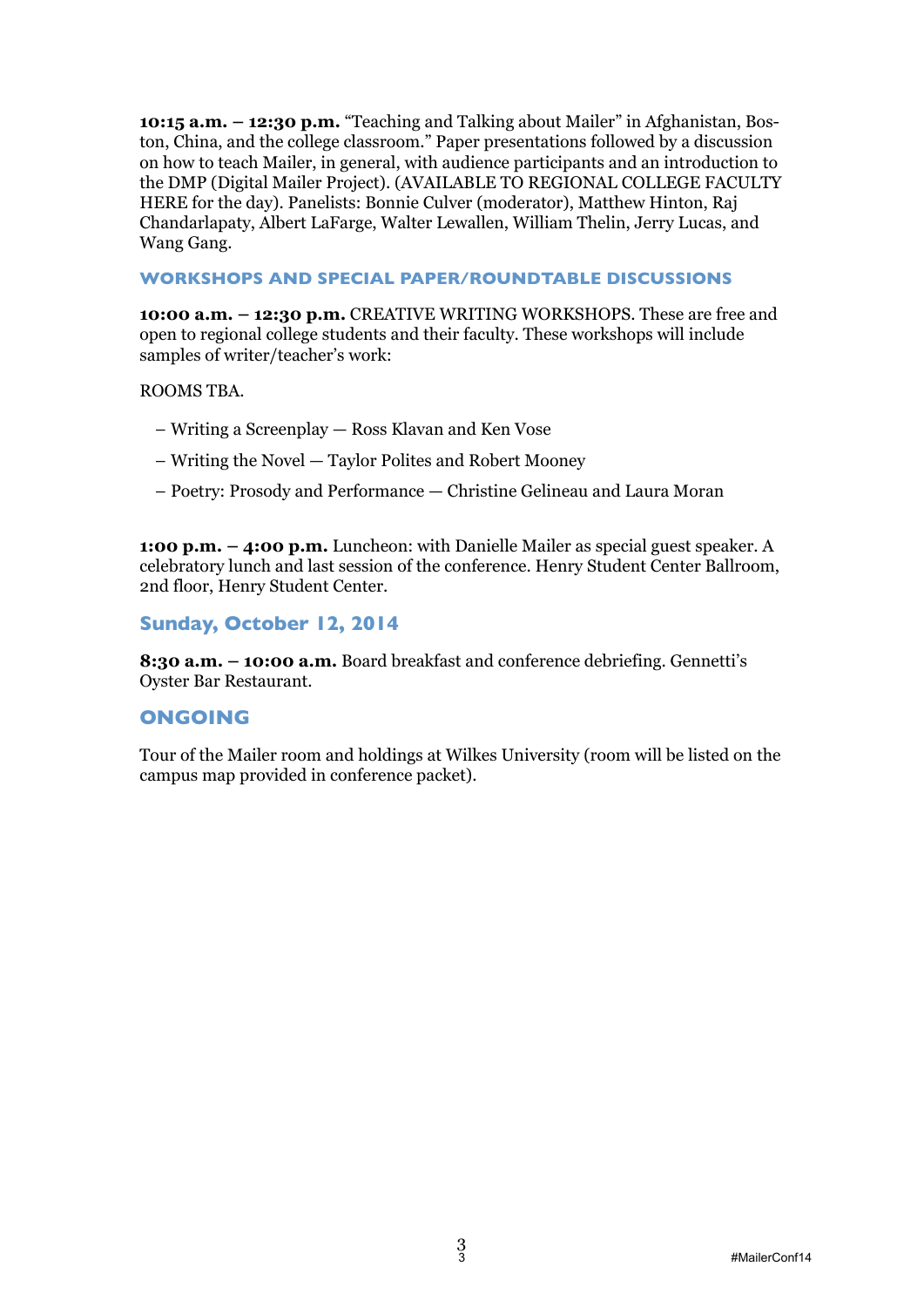**10:15 a.m. – 12:30 p.m.** "Teaching and Talking about Mailer" in Afghanistan, Boston, China, and the college classroom." Paper presentations followed by a discussion on how to teach Mailer, in general, with audience participants and an introduction to the DMP (Digital Mailer Project). (AVAILABLE TO REGIONAL COLLEGE FACULTY HERE for the day). Panelists: Bonnie Culver (moderator), Matthew Hinton, Raj Chandarlapaty, Albert LaFarge, Walter Lewallen, William Thelin, Jerry Lucas, and Wang Gang.

### WORKSHOPS AND SPECIAL PAPER/ROUNDTABLE DISCUSSIONS

**10:00 a.m. – 12:30 p.m.** CREATIVE WRITING WORKSHOPS. These are free and open to regional college students and their faculty. These workshops will include samples of writer/teacher's work:

ROOMS TBA.

- Writing a Screenplay — Ross Klavan and Ken Vose
- Writing the Novel — Taylor Polites and Robert Mooney
- Poetry: Prosody and Performance — Christine Gelineau and Laura Moran

**1:00 p.m. – 4:00 p.m.** Luncheon: with Danielle Mailer as special guest speaker. A celebratory lunch and last session of the conference. Henry Student Center Ballroom, 2nd floor, Henry Student Center.

## Sunday, October 12, 2014

**8:30 a.m. – 10:00 a.m.** Board breakfast and conference debriefing. Gennetti's Oyster Bar Restaurant.

## ONGOING

Tour of the Mailer room and holdings at Wilkes University (room will be listed on the campus map provided in conference packet).